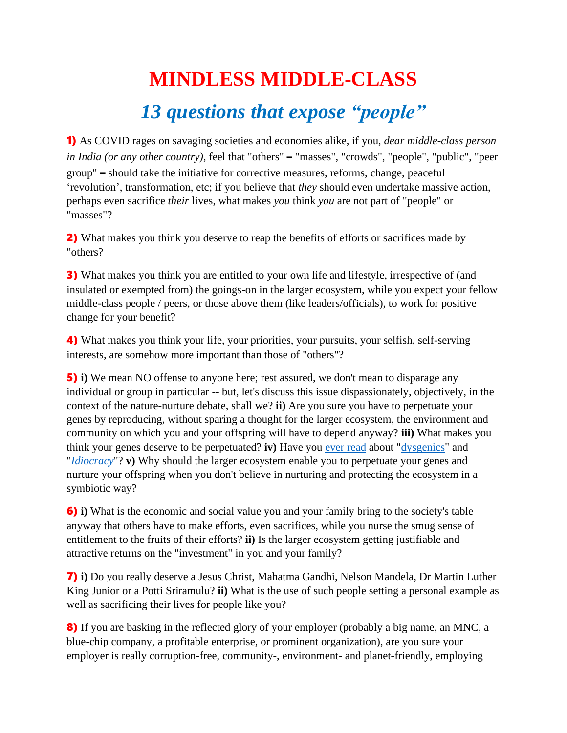# MINDLESS MIDDLE-CLASS

## *13 questions that expose "people"*

**1)** As COVID rages on savaging societies and economies alike, if you, *dear middle-class person in India (or any other country)*, feel that "others" – "masses", "crowds", "people", "public", "peer group" – should take the initiative for corrective measures, reforms, change, peaceful 'revolution', transformation, etc; if you believe that *they* should even undertake massive action, perhaps even sacrifice *their* lives, what makes *you* think *you* are not part of "people" or "masses"?

**2)** What makes you think you deserve to reap the benefits of efforts or sacrifices made by "others?

**3)** What makes you think you are entitled to your own life and lifestyle, irrespective of (and insulated or exempted from) the goings-on in the larger ecosystem, while you expect your fellow middle-class people / peers, or those above them (like leaders/officials), to work for positive change for your benefit?

**4)** What makes you think your life, your priorities, your pursuits, your selfish, self-serving interests, are somehow more important than those of "others"?

**5)** **i)** We mean NO offense to anyone here; rest assured, we don't mean to disparage any individual or group in particular -- but, let's discuss this issue dispassionately, objectively, in the context of the nature-nurture debate, shall we? **ii)** Are you sure you have to perpetuate your genes by reproducing, without sparing a thought for the larger ecosystem, the environment and community on which you and your offspring will have to depend anyway? **iii)** What makes you think your genes deserve to be perpetuated? **iv)** Have you ever read about "dysgenics" and "*Idiocracy*"? **v)** Why should the larger ecosystem enable you to perpetuate your genes and nurture your offspring when you don't believe in nurturing and protecting the ecosystem in a symbiotic way?

**6)** **i)** What is the economic and social value you and your family bring to the society's table anyway that others have to make efforts, even sacrifices, while you nurse the smug sense of entitlement to the fruits of their efforts? **ii)** Is the larger ecosystem getting justifiable and attractive returns on the "investment" in you and your family?

**7)** **i)** Do you really deserve a Jesus Christ, Mahatma Gandhi, Nelson Mandela, Dr Martin Luther King Junior or a Potti Sriramulu? **ii)** What is the use of such people setting a personal example as well as sacrificing their lives for people like you?

**8)** If you are basking in the reflected glory of your employer (probably a big name, an MNC, a blue-chip company, a profitable enterprise, or prominent organization), are you sure your employer is really corruption-free, community-, environment- and planet-friendly, employing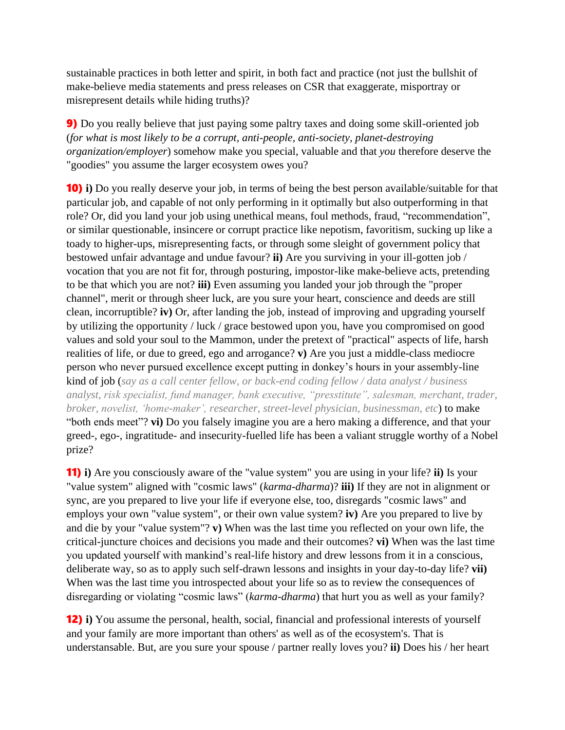sustainable practices in both letter and spirit, in both fact and practice (not just the bullshit of make-believe media statements and press releases on CSR that exaggerate, misportray or misrepresent details while hiding truths)?

**9)** Do you really believe that just paying some paltry taxes and doing some skill-oriented job (*for what is most likely to be a corrupt, anti-people, anti-society, planet-destroying organization/employer*) somehow make you special, valuable and that *you* therefore deserve the "goodies" you assume the larger ecosystem owes you?

**10)** **i)** Do you really deserve your job, in terms of being the best person available/suitable for that particular job, and capable of not only performing in it optimally but also outperforming in that role? Or, did you land your job using unethical means, foul methods, fraud, "recommendation", or similar questionable, insincere or corrupt practice like nepotism, favoritism, sucking up like a toady to higher-ups, misrepresenting facts, or through some sleight of government policy that bestowed unfair advantage and undue favour? **ii)** Are you surviving in your ill-gotten job / vocation that you are not fit for, through posturing, impostor-like make-believe acts, pretending to be that which you are not? **iii)** Even assuming you landed your job through the "proper channel", merit or through sheer luck, are you sure your heart, conscience and deeds are still clean, incorruptible? **iv)** Or, after landing the job, instead of improving and upgrading yourself by utilizing the opportunity / luck / grace bestowed upon you, have you compromised on good values and sold your soul to the Mammon, under the pretext of "practical" aspects of life, harsh realities of life, or due to greed, ego and arrogance? **v)** Are you just a middle-class mediocre person who never pursued excellence except putting in donkey's hours in your assembly-line kind of job (*say as a call center fellow, or back-end coding fellow / data analyst / business analyst, risk specialist, fund manager, bank executive, "presstitute", salesman, merchant, trader, broker, novelist, 'home-maker', researcher, street-level physician, businessman, etc*) to make "both ends meet"? **vi)** Do you falsely imagine you are a hero making a difference, and that your greed-, ego-, ingratitude- and insecurity-fuelled life has been a valiant struggle worthy of a Nobel prize?

**11)** **i)** Are you consciously aware of the "value system" you are using in your life? **ii)** Is your "value system" aligned with "cosmic laws" (*karma-dharma*)? **iii)** If they are not in alignment or sync, are you prepared to live your life if everyone else, too, disregards "cosmic laws" and employs your own "value system", or their own value system? **iv)** Are you prepared to live by and die by your "value system"? **v)** When was the last time you reflected on your own life, the critical-juncture choices and decisions you made and their outcomes? **vi)** When was the last time you updated yourself with mankind's real-life history and drew lessons from it in a conscious, deliberate way, so as to apply such self-drawn lessons and insights in your day-to-day life? **vii)** When was the last time you introspected about your life so as to review the consequences of disregarding or violating "cosmic laws" (*karma-dharma*) that hurt you as well as your family?

**12)** **i)** You assume the personal, health, social, financial and professional interests of yourself and your family are more important than others' as well as of the ecosystem's. That is understansable. But, are you sure your spouse / partner really loves you? **ii)** Does his / her heart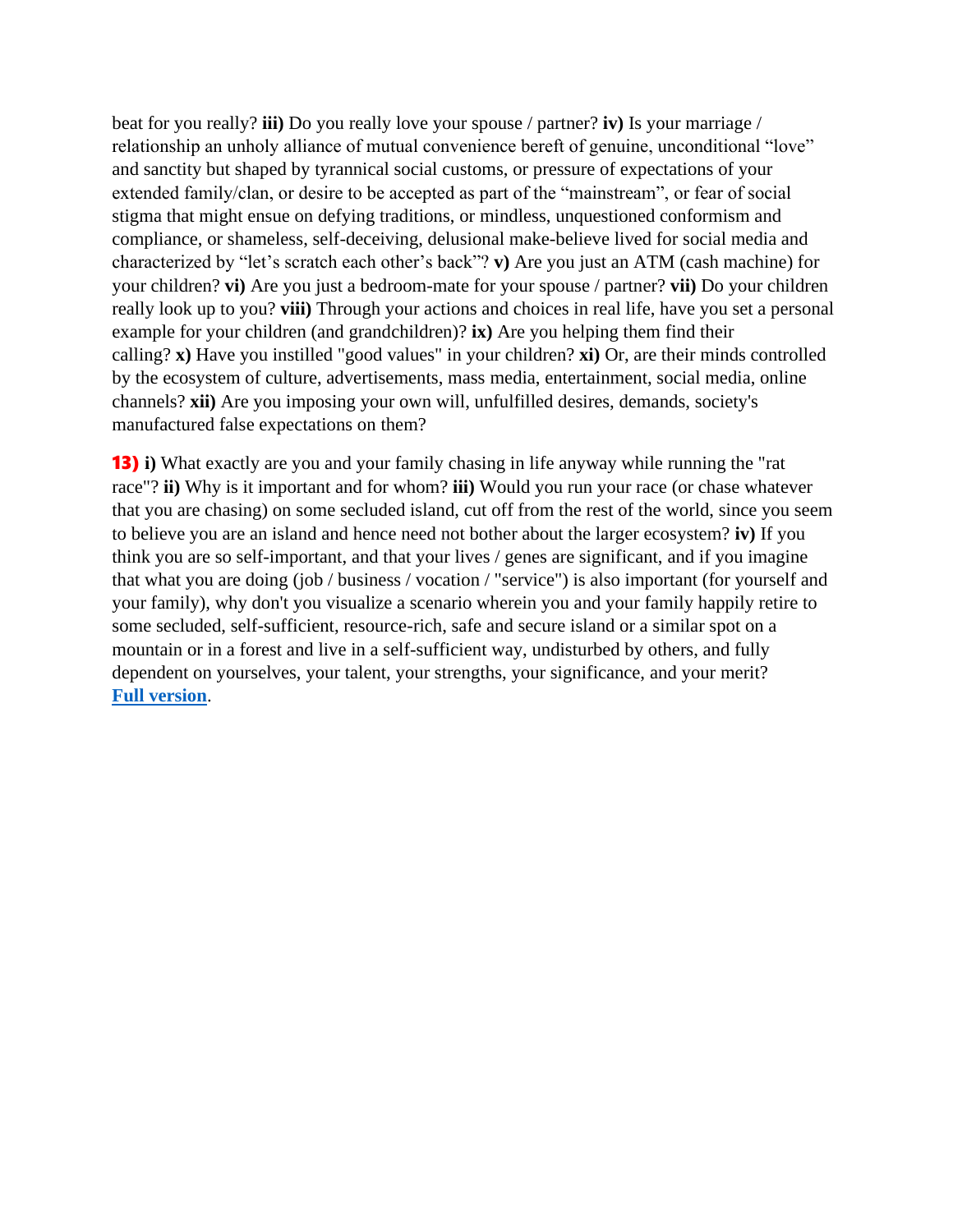beat for you really? **iii)** Do you really love your spouse / partner? **iv)** Is your marriage / relationship an unholy alliance of mutual convenience bereft of genuine, unconditional "love" and sanctity but shaped by tyrannical social customs, or pressure of expectations of your extended family/clan, or desire to be accepted as part of the "mainstream", or fear of social stigma that might ensue on defying traditions, or mindless, unquestioned conformism and compliance, or shameless, self-deceiving, delusional make-believe lived for social media and characterized by "let's scratch each other's back"? **v)** Are you just an ATM (cash machine) for your children? **vi)** Are you just a bedroom-mate for your spouse / partner? **vii)** Do your children really look up to you? **viii)** Through your actions and choices in real life, have you set a personal example for your children (and grandchildren)? **ix)** Are you helping them find their calling? **x)** Have you instilled "good values" in your children? **xi)** Or, are their minds controlled by the ecosystem of culture, advertisements, mass media, entertainment, social media, online channels? **xii)** Are you imposing your own will, unfulfilled desires, demands, society's manufactured false expectations on them?

**13)** **i)** What exactly are you and your family chasing in life anyway while running the "rat race"? **ii)** Why is it important and for whom? **iii)** Would you run your race (or chase whatever that you are chasing) on some secluded island, cut off from the rest of the world, since you seem to believe you are an island and hence need not bother about the larger ecosystem? **iv)** If you think you are so self-important, and that your lives / genes are significant, and if you imagine that what you are doing (job / business / vocation / "service") is also important (for yourself and your family), why don't you visualize a scenario wherein you and your family happily retire to some secluded, self-sufficient, resource-rich, safe and secure island or a similar spot on a mountain or in a forest and live in a self-sufficient way, undisturbed by others, and fully dependent on yourselves, your talent, your strengths, your significance, and your merit? **Full version**.